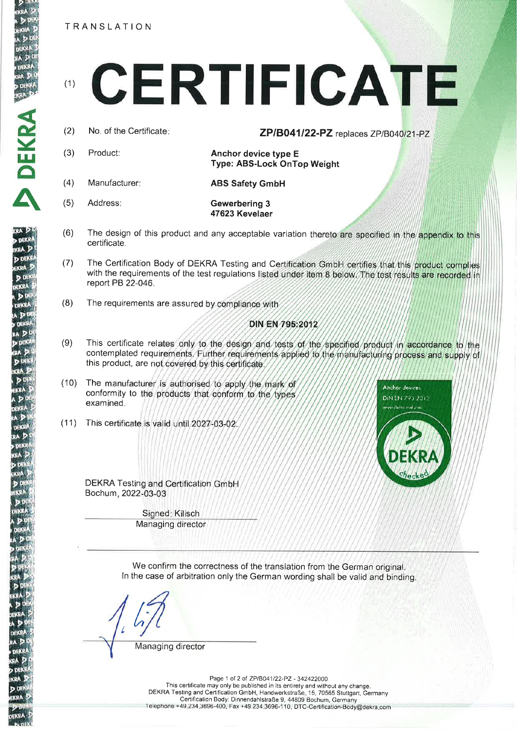TRANSLATION

# (1) CERTIFICATE

(2) No. of the Certificate: **ZP/B041/22-PZ** replaces ZP/B040/21-PZ

(3) Product: **Anchor device type E**
**Type: ABS-Lock OnTop Weight**

(4) Manufacturer: **ABS Safety GmbH**

(5) Address: **Gewerbering 3**
**47623 Kevelaer**

(6) The design of this product and any acceptable variation thereto are specified in the appendix to this certificate.

(7) The Certification Body of DEKRA Testing and Certification GmbH certifies that this product complies with the requirements of the test regulations listed under item 8 below. The test results are recorded in report PB 22-046.

(8) The requirements are assured by compliance with

**DIN EN 795:2012**

(9) This certificate relates only to the design and tests of the specified product in accordance to the contemplated requirements. Further requirements applied to the manufacturing process and supply of this product, are not covered by this certificate.

(10) The manufacturer is authorised to apply the mark of conformity to the products that conform to the types examined.

(11) This certificate is valid until 2027-03-02.

Anchor devices
DIN EN 795:2012
www.dekra-mal.com
DEKRA checked

DEKRA Testing and Certification GmbH
Bochum, 2022-03-03

Signed: Kilisch
Managing director

We confirm the correctness of the translation from the German original.
In the case of arbitration only the German wording shall be valid and binding.

Managing director

Page 1 of 2 of ZP/B041/22-PZ - 342422000
This certificate may only be published in its entirety and without any change.
DEKRA Testing and Certification GmbH, Handwerkstraße 15, 70565 Stuttgart, Germany
Certification Body: Dinnendahlstraße 9, 44809 Bochum, Germany
Telephone +49.234.3696-400, Fax +49.234.3696-110, DTC-Certification-Body@dekra.com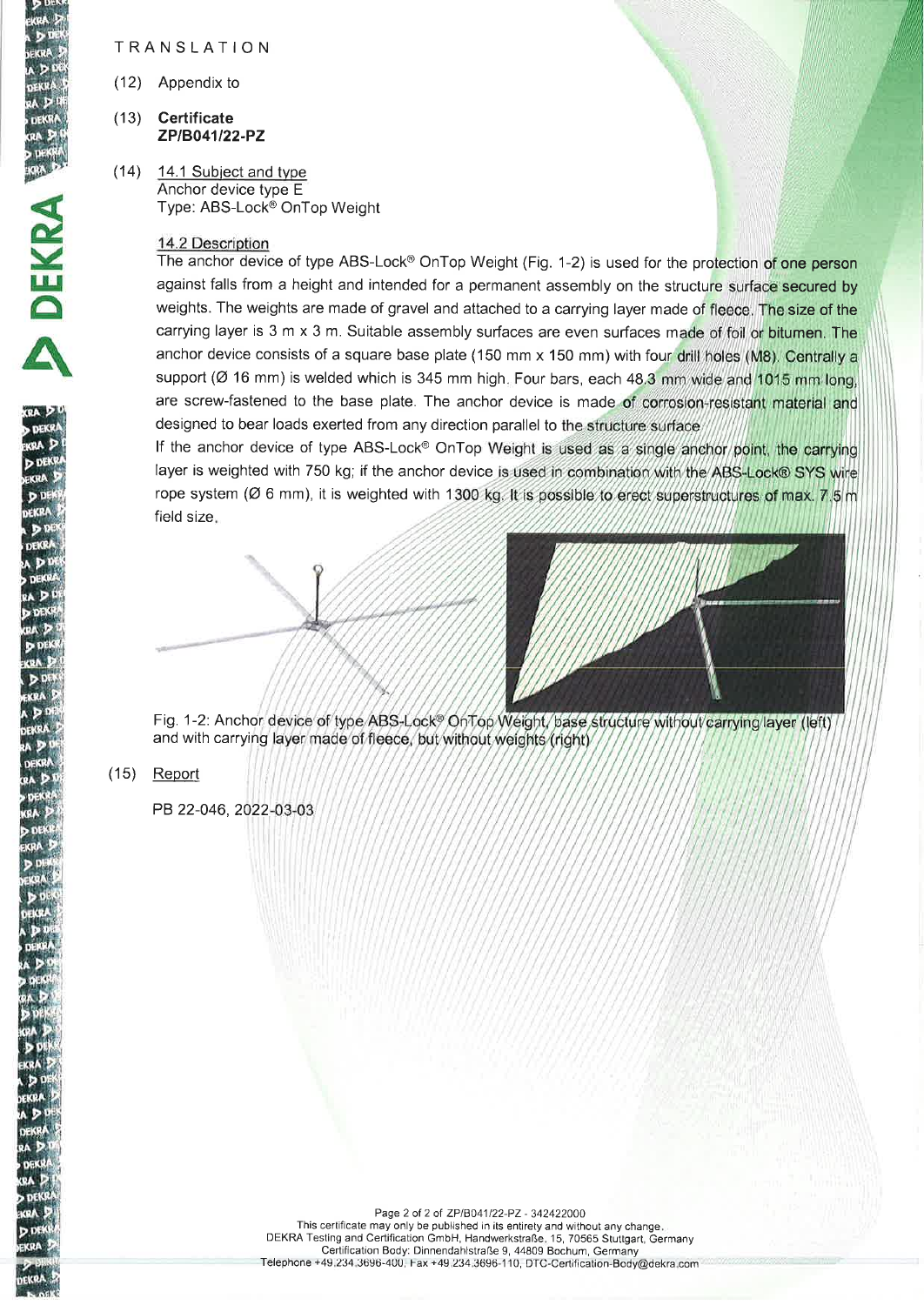TRANSLATION

(12) Appendix to

(13) **Certificate**
**ZP/B041/22-PZ**

(14) 14.1 Subject and type
Anchor device type E
Type: ABS-Lock® OnTop Weight

14.2 Description
The anchor device of type ABS-Lock® OnTop Weight (Fig. 1-2) is used for the protection of one person against falls from a height and intended for a permanent assembly on the structure surface secured by weights. The weights are made of gravel and attached to a carrying layer made of fleece. The size of the carrying layer is 3 m x 3 m. Suitable assembly surfaces are even surfaces made of foil or bitumen. The anchor device consists of a square base plate (150 mm x 150 mm) with four drill holes (M8). Centrally a support (Ø 16 mm) is welded which is 345 mm high. Four bars, each 48,3 mm wide and 1015 mm long, are screw-fastened to the base plate. The anchor device is made of corrosion-resistant material and designed to bear loads exerted from any direction parallel to the structure surface.
If the anchor device of type ABS-Lock® OnTop Weight is used as a single anchor point, the carrying layer is weighted with 750 kg; if the anchor device is used in combination with the ABS-Lock® SYS wire rope system (Ø 6 mm), it is weighted with 1300 kg. It is possible to erect superstructures of max. 7,5 m field size.

Fig. 1-2: Anchor device of type ABS-Lock® OnTop Weight, base structure without carrying layer (left) and with carrying layer made of fleece, but without weights (right)

(15) Report

PB 22-046, 2022-03-03

This certificate may only be published in its entirety and without any change.
DEKRA Testing and Certification GmbH, Handwerkstraße, 15, 70565 Stuttgart, Germany
Certification Body: Dinnendahlstraße 9, 44809 Bochum, Germany
Telephone +49.234.3696-400, Fax +49.234.3696-110, DTC-Certification-Body@dekra.com